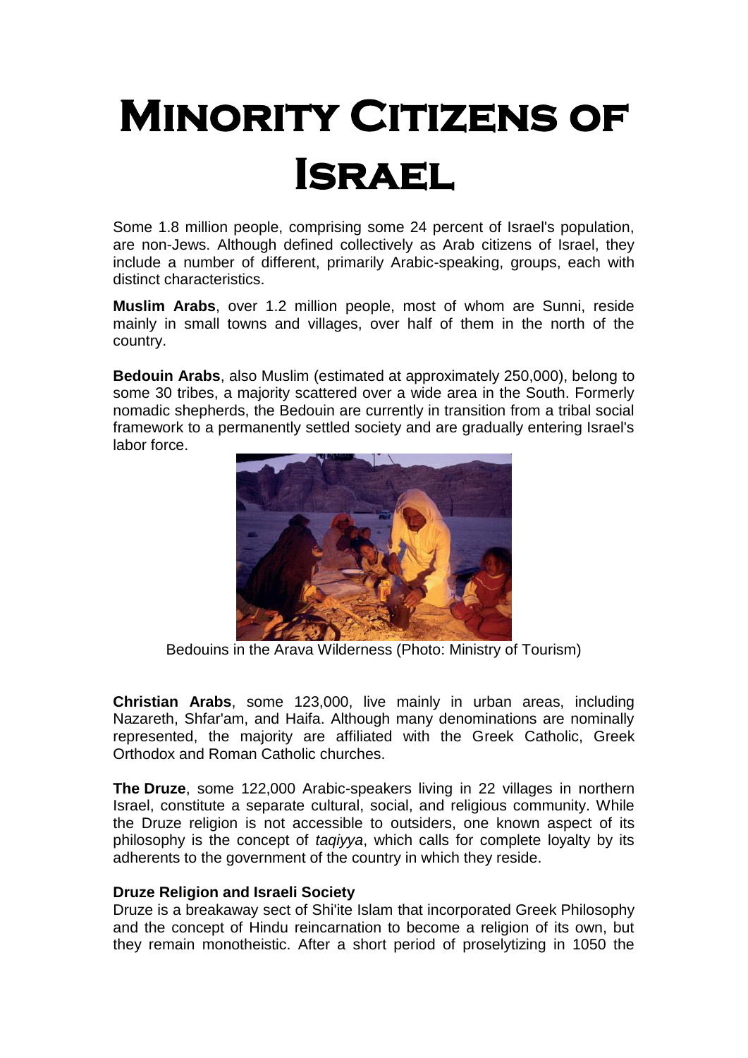# Minority Citizens of Israel

Some 1.8 million people, comprising some 24 percent of Israel's population, are non-Jews. Although defined collectively as Arab citizens of Israel, they include a number of different, primarily Arabic-speaking, groups, each with distinct characteristics.

**Muslim Arabs**, over 1.2 million people, most of whom are Sunni, reside mainly in small towns and villages, over half of them in the north of the country.

**Bedouin Arabs**, also Muslim (estimated at approximately 250,000), belong to some 30 tribes, a majority scattered over a wide area in the South. Formerly nomadic shepherds, the Bedouin are currently in transition from a tribal social framework to a permanently settled society and are gradually entering Israel's labor force.

Bedouins in the Arava Wilderness (Photo: Ministry of Tourism)

**Christian Arabs**, some 123,000, live mainly in urban areas, including Nazareth, Shfar'am, and Haifa. Although many denominations are nominally represented, the majority are affiliated with the Greek Catholic, Greek Orthodox and Roman Catholic churches.

**The Druze**, some 122,000 Arabic-speakers living in 22 villages in northern Israel, constitute a separate cultural, social, and religious community. While the Druze religion is not accessible to outsiders, one known aspect of its philosophy is the concept of *taqiyya*, which calls for complete loyalty by its adherents to the government of the country in which they reside.

**Druze Religion and Israeli Society**

Druze is a breakaway sect of Shi'ite Islam that incorporated Greek Philosophy and the concept of Hindu reincarnation to become a religion of its own, but they remain monotheistic. After a short period of proselytizing in 1050 the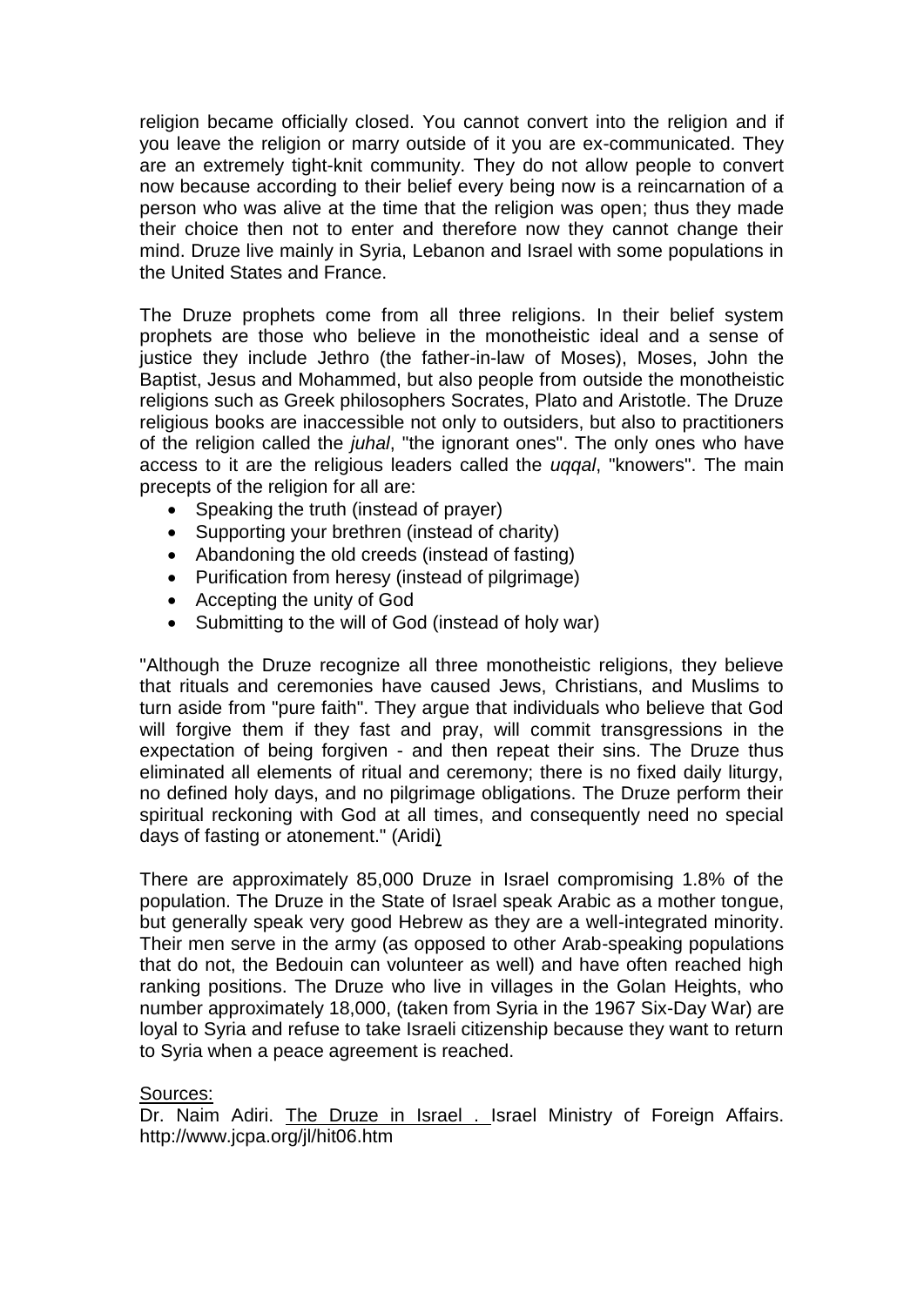religion became officially closed. You cannot convert into the religion and if you leave the religion or marry outside of it you are ex-communicated. They are an extremely tight-knit community. They do not allow people to convert now because according to their belief every being now is a reincarnation of a person who was alive at the time that the religion was open; thus they made their choice then not to enter and therefore now they cannot change their mind. Druze live mainly in Syria, Lebanon and Israel with some populations in the United States and France.

The Druze prophets come from all three religions. In their belief system prophets are those who believe in the monotheistic ideal and a sense of justice they include Jethro (the father-in-law of Moses), Moses, John the Baptist, Jesus and Mohammed, but also people from outside the monotheistic religions such as Greek philosophers Socrates, Plato and Aristotle. The Druze religious books are inaccessible not only to outsiders, but also to practitioners of the religion called the *juhal*, "the ignorant ones". The only ones who have access to it are the religious leaders called the *uqqal*, "knowers". The main precepts of the religion for all are:

- Speaking the truth (instead of prayer)
- Supporting your brethren (instead of charity)
- Abandoning the old creeds (instead of fasting)
- Purification from heresy (instead of pilgrimage)
- Accepting the unity of God
- Submitting to the will of God (instead of holy war)

"Although the Druze recognize all three monotheistic religions, they believe that rituals and ceremonies have caused Jews, Christians, and Muslims to turn aside from "pure faith". They argue that individuals who believe that God will forgive them if they fast and pray, will commit transgressions in the expectation of being forgiven - and then repeat their sins. The Druze thus eliminated all elements of ritual and ceremony; there is no fixed daily liturgy, no defined holy days, and no pilgrimage obligations. The Druze perform their spiritual reckoning with God at all times, and consequently need no special days of fasting or atonement." (Aridi)

There are approximately 85,000 Druze in Israel compromising 1.8% of the population. The Druze in the State of Israel speak Arabic as a mother tongue, but generally speak very good Hebrew as they are a well-integrated minority. Their men serve in the army (as opposed to other Arab-speaking populations that do not, the Bedouin can volunteer as well) and have often reached high ranking positions. The Druze who live in villages in the Golan Heights, who number approximately 18,000, (taken from Syria in the 1967 Six-Day War) are loyal to Syria and refuse to take Israeli citizenship because they want to return to Syria when a peace agreement is reached.

Sources:

Dr. Naim Adiri. The Druze in Israel . Israel Ministry of Foreign Affairs. http://www.jcpa.org/jl/hit06.htm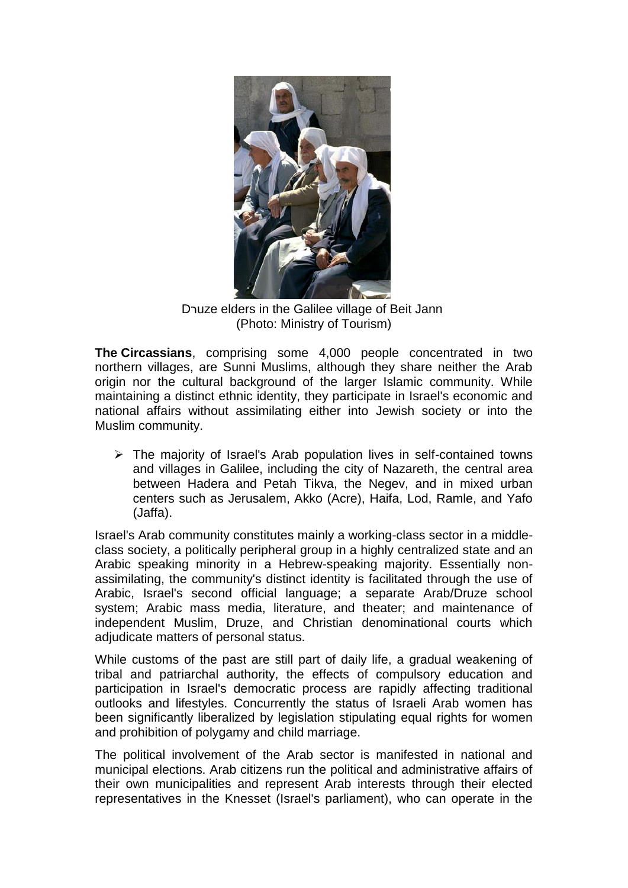Druze elders in the Galilee village of Beit Jann
(Photo: Ministry of Tourism)

**The Circassians**, comprising some 4,000 people concentrated in two northern villages, are Sunni Muslims, although they share neither the Arab origin nor the cultural background of the larger Islamic community. While maintaining a distinct ethnic identity, they participate in Israel's economic and national affairs without assimilating either into Jewish society or into the Muslim community.

- The majority of Israel's Arab population lives in self-contained towns and villages in Galilee, including the city of Nazareth, the central area between Hadera and Petah Tikva, the Negev, and in mixed urban centers such as Jerusalem, Akko (Acre), Haifa, Lod, Ramle, and Yafo (Jaffa).

Israel's Arab community constitutes mainly a working-class sector in a middle-class society, a politically peripheral group in a highly centralized state and an Arabic speaking minority in a Hebrew-speaking majority. Essentially non-assimilating, the community's distinct identity is facilitated through the use of Arabic, Israel's second official language; a separate Arab/Druze school system; Arabic mass media, literature, and theater; and maintenance of independent Muslim, Druze, and Christian denominational courts which adjudicate matters of personal status.

While customs of the past are still part of daily life, a gradual weakening of tribal and patriarchal authority, the effects of compulsory education and participation in Israel's democratic process are rapidly affecting traditional outlooks and lifestyles. Concurrently the status of Israeli Arab women has been significantly liberalized by legislation stipulating equal rights for women and prohibition of polygamy and child marriage.

The political involvement of the Arab sector is manifested in national and municipal elections. Arab citizens run the political and administrative affairs of their own municipalities and represent Arab interests through their elected representatives in the Knesset (Israel's parliament), who can operate in the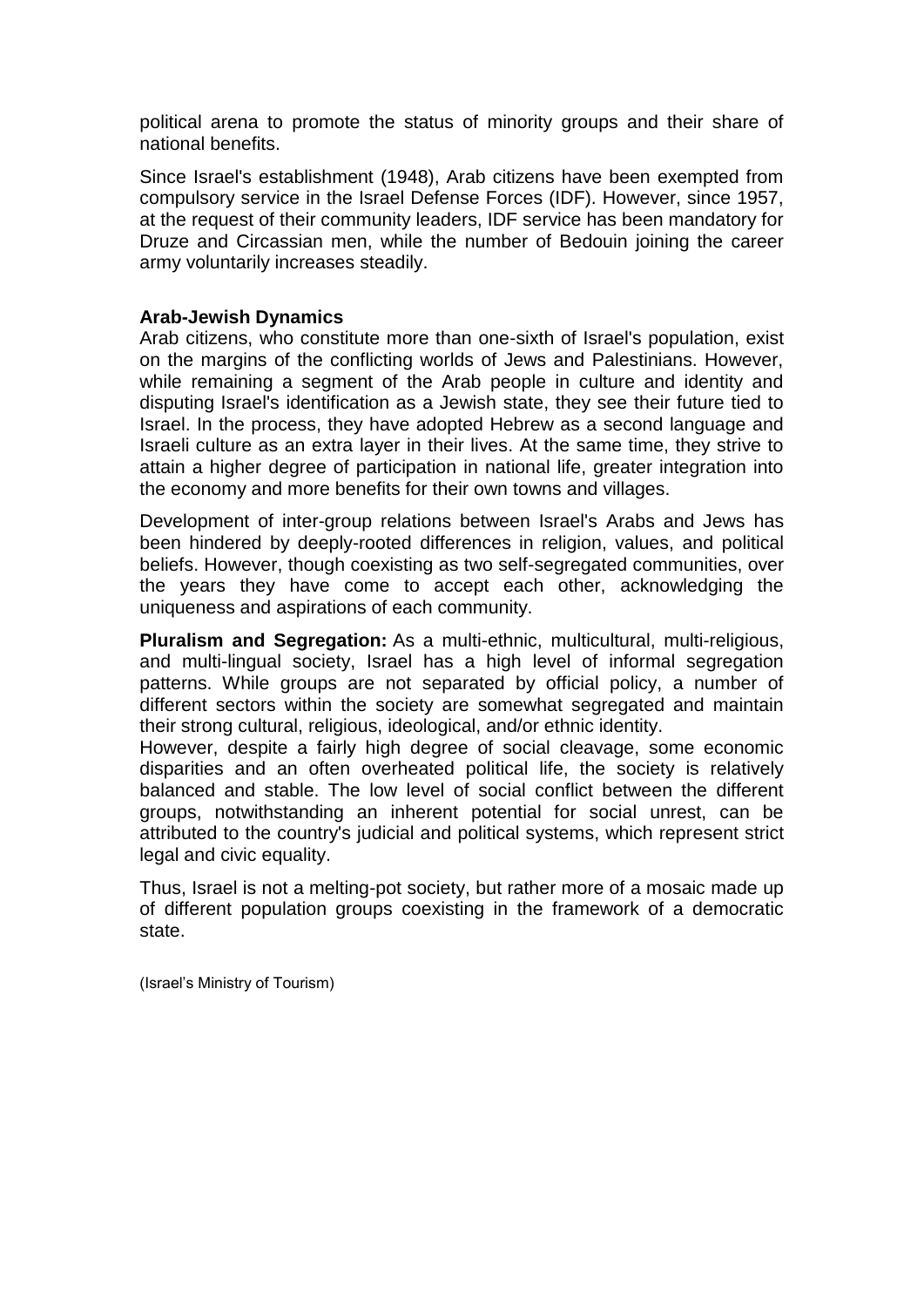political arena to promote the status of minority groups and their share of national benefits.

Since Israel's establishment (1948), Arab citizens have been exempted from compulsory service in the Israel Defense Forces (IDF). However, since 1957, at the request of their community leaders, IDF service has been mandatory for Druze and Circassian men, while the number of Bedouin joining the career army voluntarily increases steadily.

**Arab-Jewish Dynamics**

Arab citizens, who constitute more than one-sixth of Israel's population, exist on the margins of the conflicting worlds of Jews and Palestinians. However, while remaining a segment of the Arab people in culture and identity and disputing Israel's identification as a Jewish state, they see their future tied to Israel. In the process, they have adopted Hebrew as a second language and Israeli culture as an extra layer in their lives. At the same time, they strive to attain a higher degree of participation in national life, greater integration into the economy and more benefits for their own towns and villages.

Development of inter-group relations between Israel's Arabs and Jews has been hindered by deeply-rooted differences in religion, values, and political beliefs. However, though coexisting as two self-segregated communities, over the years they have come to accept each other, acknowledging the uniqueness and aspirations of each community.

**Pluralism and Segregation:** As a multi-ethnic, multicultural, multi-religious, and multi-lingual society, Israel has a high level of informal segregation patterns. While groups are not separated by official policy, a number of different sectors within the society are somewhat segregated and maintain their strong cultural, religious, ideological, and/or ethnic identity.

However, despite a fairly high degree of social cleavage, some economic disparities and an often overheated political life, the society is relatively balanced and stable. The low level of social conflict between the different groups, notwithstanding an inherent potential for social unrest, can be attributed to the country's judicial and political systems, which represent strict legal and civic equality.

Thus, Israel is not a melting-pot society, but rather more of a mosaic made up of different population groups coexisting in the framework of a democratic state.

(Israel's Ministry of Tourism)